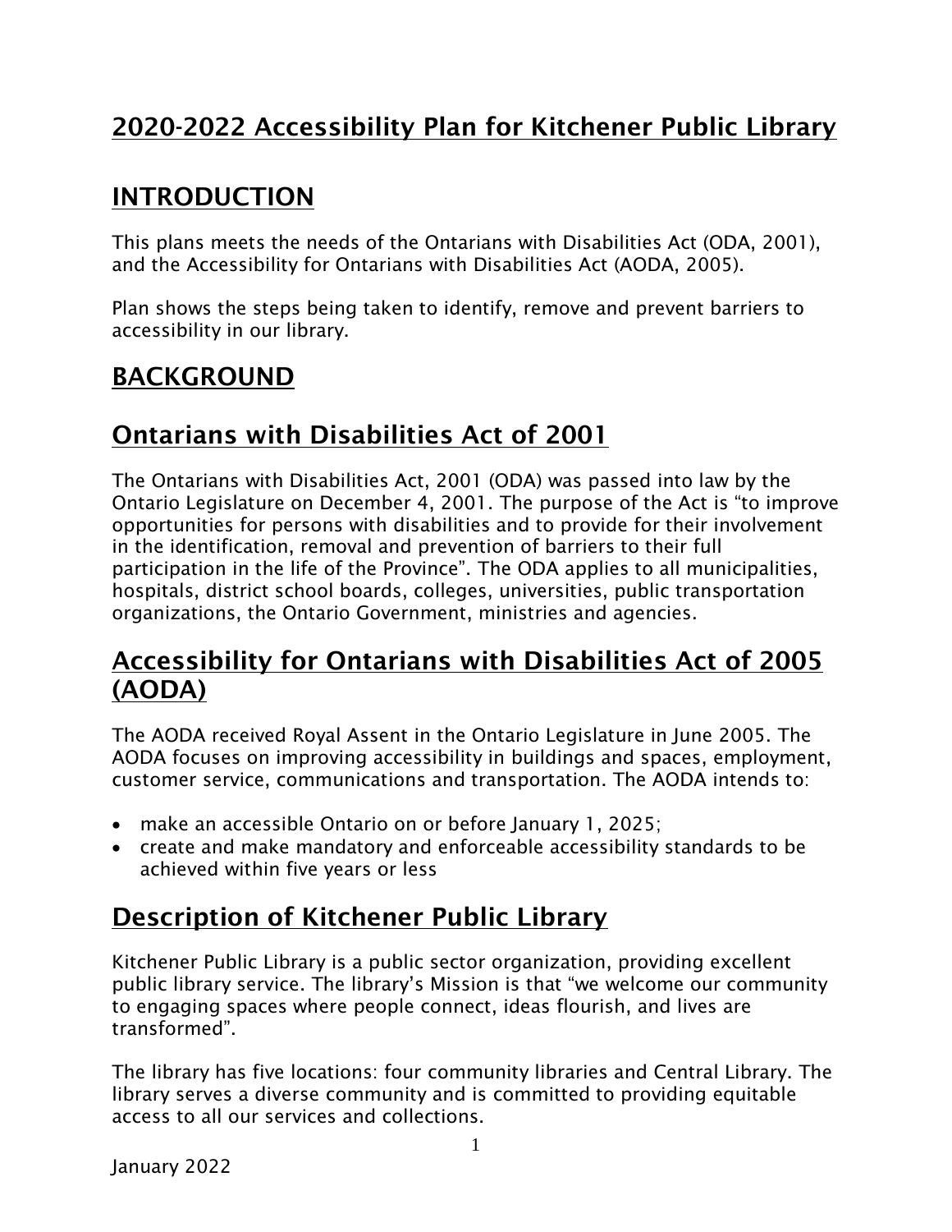# 2020-2022 Accessibility Plan for Kitchener Public Library

## INTRODUCTION

This plans meets the needs of the Ontarians with Disabilities Act (ODA, 2001), and the Accessibility for Ontarians with Disabilities Act (AODA, 2005).

Plan shows the steps being taken to identify, remove and prevent barriers to accessibility in our library.

## BACKGROUND

## Ontarians with Disabilities Act of 2001

The Ontarians with Disabilities Act, 2001 (ODA) was passed into law by the Ontario Legislature on December 4, 2001. The purpose of the Act is "to improve opportunities for persons with disabilities and to provide for their involvement in the identification, removal and prevention of barriers to their full participation in the life of the Province". The ODA applies to all municipalities, hospitals, district school boards, colleges, universities, public transportation organizations, the Ontario Government, ministries and agencies.

## Accessibility for Ontarians with Disabilities Act of 2005 (AODA)

The AODA received Royal Assent in the Ontario Legislature in June 2005. The AODA focuses on improving accessibility in buildings and spaces, employment, customer service, communications and transportation. The AODA intends to:

- make an accessible Ontario on or before January 1, 2025;
- create and make mandatory and enforceable accessibility standards to be achieved within five years or less

## Description of Kitchener Public Library

Kitchener Public Library is a public sector organization, providing excellent public library service. The library's Mission is that "we welcome our community to engaging spaces where people connect, ideas flourish, and lives are transformed".

The library has five locations: four community libraries and Central Library. The library serves a diverse community and is committed to providing equitable access to all our services and collections.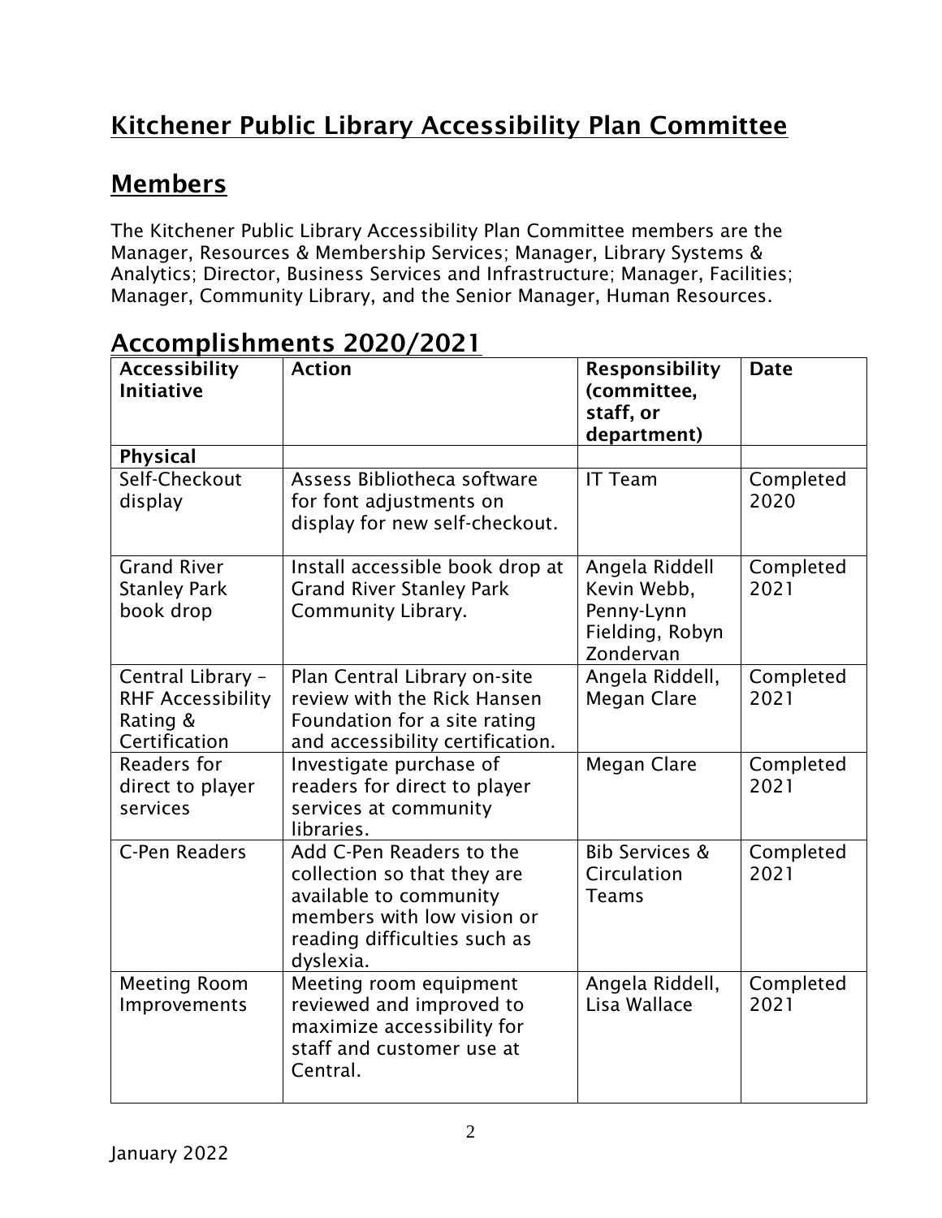# Kitchener Public Library Accessibility Plan Committee

## Members

The Kitchener Public Library Accessibility Plan Committee members are the Manager, Resources & Membership Services; Manager, Library Systems & Analytics; Director, Business Services and Infrastructure; Manager, Facilities; Manager, Community Library, and the Senior Manager, Human Resources.

## Accomplishments 2020/2021

| Accessibility Initiative | Action | Responsibility (committee, staff, or department) | Date |
|---|---|---|---|
| **Physical** | | | |
| Self-Checkout display | Assess Bibliotheca software for font adjustments on display for new self-checkout. | IT Team | Completed 2020 |
| Grand River Stanley Park book drop | Install accessible book drop at Grand River Stanley Park Community Library. | Angela Riddell Kevin Webb, Penny-Lynn Fielding, Robyn Zondervan | Completed 2021 |
| Central Library – RHF Accessibility Rating & Certification | Plan Central Library on-site review with the Rick Hansen Foundation for a site rating and accessibility certification. | Angela Riddell, Megan Clare | Completed 2021 |
| Readers for direct to player services | Investigate purchase of readers for direct to player services at community libraries. | Megan Clare | Completed 2021 |
| C-Pen Readers | Add C-Pen Readers to the collection so that they are available to community members with low vision or reading difficulties such as dyslexia. | Bib Services & Circulation Teams | Completed 2021 |
| Meeting Room Improvements | Meeting room equipment reviewed and improved to maximize accessibility for staff and customer use at Central. | Angela Riddell, Lisa Wallace | Completed 2021 |

January 2022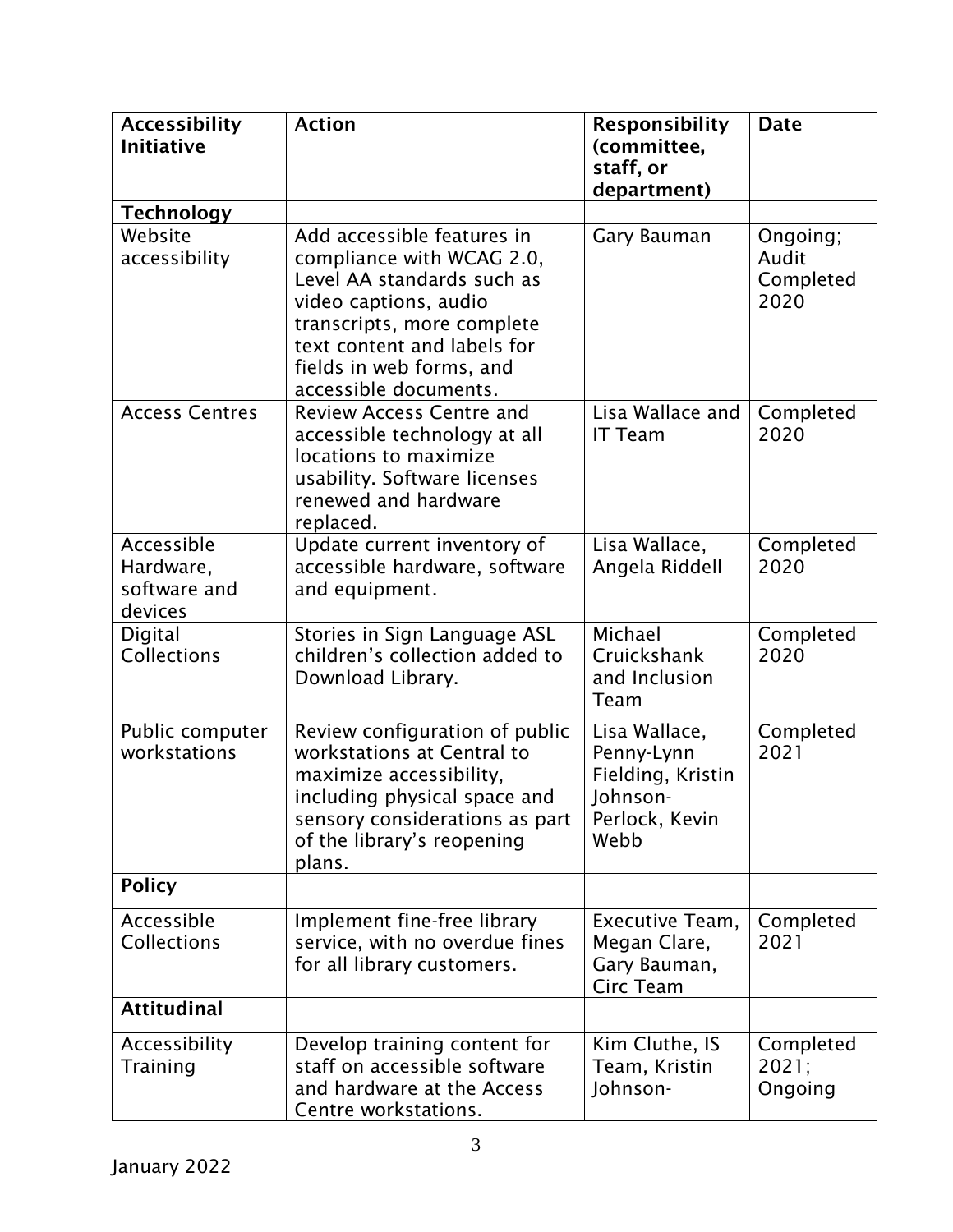| Accessibility Initiative | Action | Responsibility (committee, staff, or department) | Date |
|---|---|---|---|
| **Technology** | | | |
| Website accessibility | Add accessible features in compliance with WCAG 2.0, Level AA standards such as video captions, audio transcripts, more complete text content and labels for fields in web forms, and accessible documents. | Gary Bauman | Ongoing; Audit Completed 2020 |
| Access Centres | Review Access Centre and accessible technology at all locations to maximize usability. Software licenses renewed and hardware replaced. | Lisa Wallace and IT Team | Completed 2020 |
| Accessible Hardware, software and devices | Update current inventory of accessible hardware, software and equipment. | Lisa Wallace, Angela Riddell | Completed 2020 |
| Digital Collections | Stories in Sign Language ASL children's collection added to Download Library. | Michael Cruickshank and Inclusion Team | Completed 2020 |
| Public computer workstations | Review configuration of public workstations at Central to maximize accessibility, including physical space and sensory considerations as part of the library's reopening plans. | Lisa Wallace, Penny-Lynn Fielding, Kristin Johnson-Perlock, Kevin Webb | Completed 2021 |
| **Policy** | | | |
| Accessible Collections | Implement fine-free library service, with no overdue fines for all library customers. | Executive Team, Megan Clare, Gary Bauman, Circ Team | Completed 2021 |
| **Attitudinal** | | | |
| Accessibility Training | Develop training content for staff on accessible software and hardware at the Access Centre workstations. | Kim Cluthe, IS Team, Kristin Johnson- | Completed 2021; Ongoing |

January 2022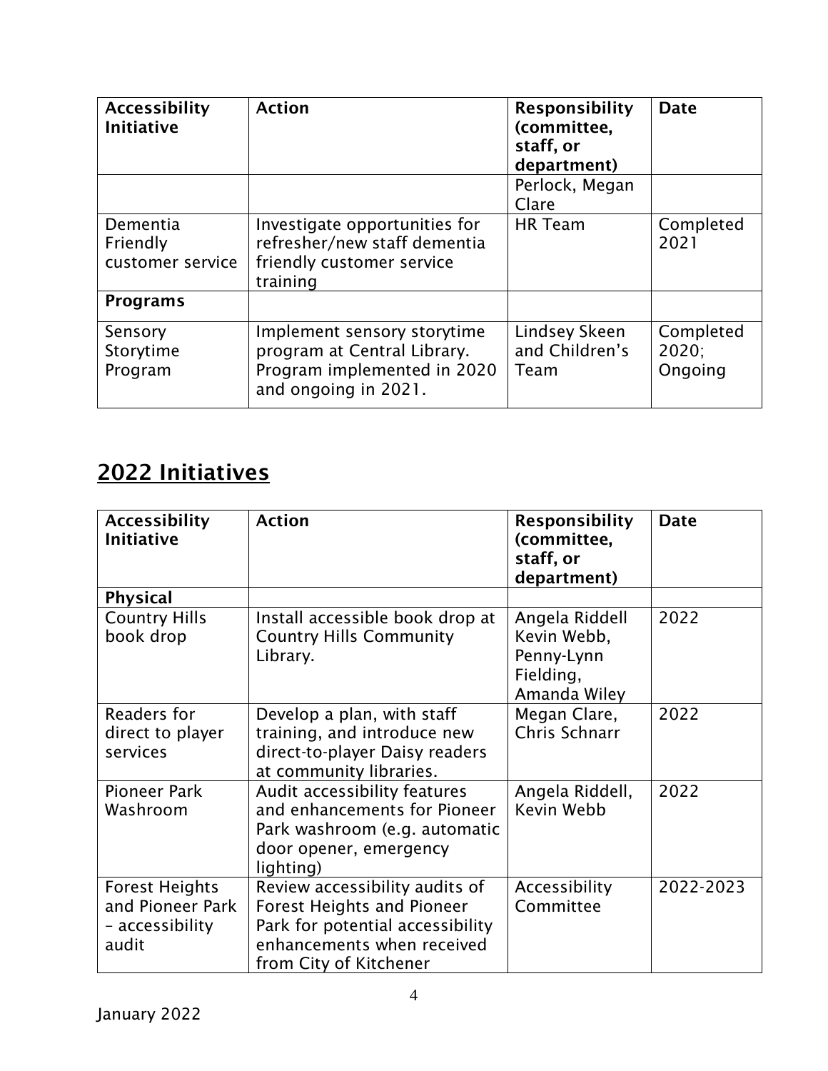| Accessibility Initiative | Action | Responsibility (committee, staff, or department) | Date |
|---|---|---|---|
| | | Perlock, Megan Clare | |
| Dementia Friendly customer service | Investigate opportunities for refresher/new staff dementia friendly customer service training | HR Team | Completed 2021 |
| **Programs** | | | |
| Sensory Storytime Program | Implement sensory storytime program at Central Library. Program implemented in 2020 and ongoing in 2021. | Lindsey Skeen and Children's Team | Completed 2020; Ongoing |

## 2022 Initiatives

| Accessibility Initiative | Action | Responsibility (committee, staff, or department) | Date |
|---|---|---|---|
| **Physical** | | | |
| Country Hills book drop | Install accessible book drop at Country Hills Community Library. | Angela Riddell Kevin Webb, Penny-Lynn Fielding, Amanda Wiley | 2022 |
| Readers for direct to player services | Develop a plan, with staff training, and introduce new direct-to-player Daisy readers at community libraries. | Megan Clare, Chris Schnarr | 2022 |
| Pioneer Park Washroom | Audit accessibility features and enhancements for Pioneer Park washroom (e.g. automatic door opener, emergency lighting) | Angela Riddell, Kevin Webb | 2022 |
| Forest Heights and Pioneer Park – accessibility audit | Review accessibility audits of Forest Heights and Pioneer Park for potential accessibility enhancements when received from City of Kitchener | Accessibility Committee | 2022-2023 |

January 2022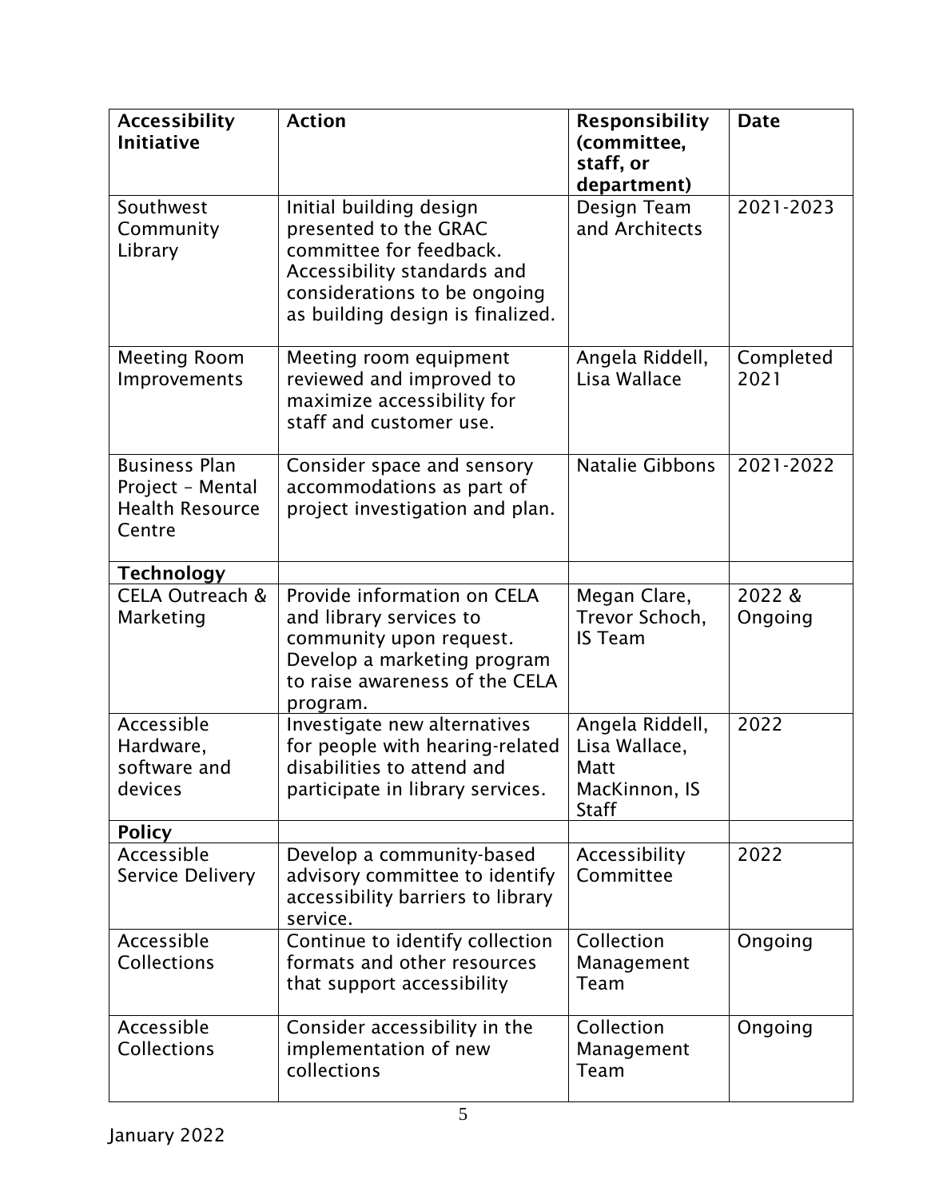| **Accessibility Initiative** | **Action** | **Responsibility (committee, staff, or department)** | **Date** |
|---|---|---|---|
| Southwest Community Library | Initial building design presented to the GRAC committee for feedback. Accessibility standards and considerations to be ongoing as building design is finalized. | Design Team and Architects | 2021-2023 |
| Meeting Room Improvements | Meeting room equipment reviewed and improved to maximize accessibility for staff and customer use. | Angela Riddell, Lisa Wallace | Completed 2021 |
| Business Plan Project – Mental Health Resource Centre | Consider space and sensory accommodations as part of project investigation and plan. | Natalie Gibbons | 2021-2022 |
| **Technology** | | | |
| CELA Outreach & Marketing | Provide information on CELA and library services to community upon request. Develop a marketing program to raise awareness of the CELA program. | Megan Clare, Trevor Schoch, IS Team | 2022 & Ongoing |
| Accessible Hardware, software and devices | Investigate new alternatives for people with hearing-related disabilities to attend and participate in library services. | Angela Riddell, Lisa Wallace, Matt MacKinnon, IS Staff | 2022 |
| **Policy** | | | |
| Accessible Service Delivery | Develop a community-based advisory committee to identify accessibility barriers to library service. | Accessibility Committee | 2022 |
| Accessible Collections | Continue to identify collection formats and other resources that support accessibility | Collection Management Team | Ongoing |
| Accessible Collections | Consider accessibility in the implementation of new collections | Collection Management Team | Ongoing |

January 2022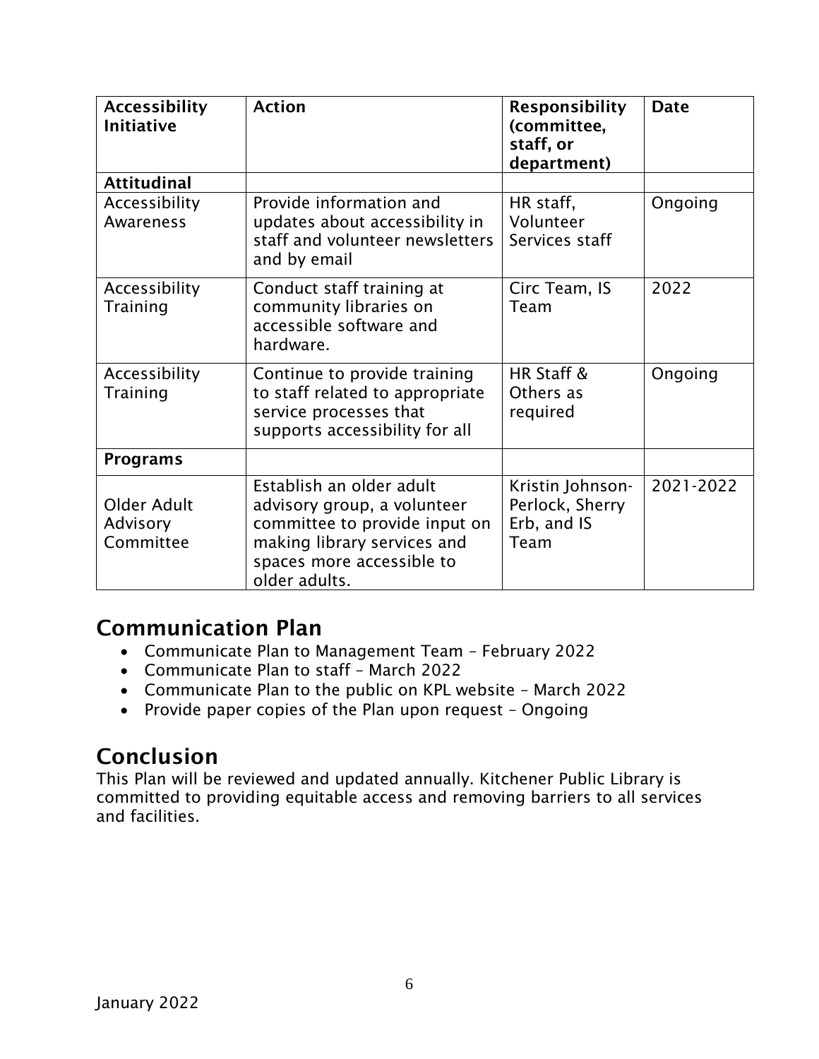| Accessibility Initiative | Action | Responsibility (committee, staff, or department) | Date |
|---|---|---|---|
| **Attitudinal** | | | |
| Accessibility Awareness | Provide information and updates about accessibility in staff and volunteer newsletters and by email | HR staff, Volunteer Services staff | Ongoing |
| Accessibility Training | Conduct staff training at community libraries on accessible software and hardware. | Circ Team, IS Team | 2022 |
| Accessibility Training | Continue to provide training to staff related to appropriate service processes that supports accessibility for all | HR Staff & Others as required | Ongoing |
| **Programs** | | | |
| Older Adult Advisory Committee | Establish an older adult advisory group, a volunteer committee to provide input on making library services and spaces more accessible to older adults. | Kristin Johnson-Perlock, Sherry Erb, and IS Team | 2021-2022 |

## Communication Plan

- Communicate Plan to Management Team – February 2022
- Communicate Plan to staff – March 2022
- Communicate Plan to the public on KPL website – March 2022
- Provide paper copies of the Plan upon request – Ongoing

## Conclusion

This Plan will be reviewed and updated annually. Kitchener Public Library is committed to providing equitable access and removing barriers to all services and facilities.